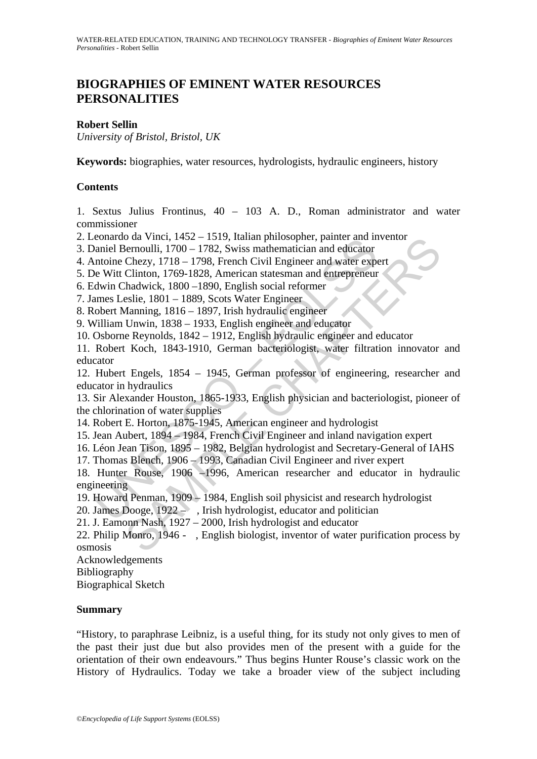# BIOGRAPHIES OF EMINENT WATER RESOURCES PERSONALITIES

**Robert Sellin**
*University of Bristol, Bristol, UK*

**Keywords:** biographies, water resources, hydrologists, hydraulic engineers, history

## Contents

1. Sextus Julius Frontinus, 40 – 103 A. D., Roman administrator and water commissioner
2. Leonardo da Vinci, 1452 – 1519, Italian philosopher, painter and inventor
3. Daniel Bernoulli, 1700 – 1782, Swiss mathematician and educator
4. Antoine Chezy, 1718 – 1798, French Civil Engineer and water expert
5. De Witt Clinton, 1769-1828, American statesman and entrepreneur
6. Edwin Chadwick, 1800 –1890, English social reformer
7. James Leslie, 1801 – 1889, Scots Water Engineer
8. Robert Manning, 1816 – 1897, Irish hydraulic engineer
9. William Unwin, 1838 – 1933, English engineer and educator
10. Osborne Reynolds, 1842 – 1912, English hydraulic engineer and educator
11. Robert Koch, 1843-1910, German bacteriologist, water filtration innovator and educator
12. Hubert Engels, 1854 – 1945, German professor of engineering, researcher and educator in hydraulics
13. Sir Alexander Houston, 1865-1933, English physician and bacteriologist, pioneer of the chlorination of water supplies
14. Robert E. Horton, 1875-1945, American engineer and hydrologist
15. Jean Aubert, 1894 – 1984, French Civil Engineer and inland navigation expert
16. Léon Jean Tison, 1895 – 1982, Belgian hydrologist and Secretary-General of IAHS
17. Thomas Blench, 1906 – 1993, Canadian Civil Engineer and river expert
18. Hunter Rouse, 1906 –1996, American researcher and educator in hydraulic engineering
19. Howard Penman, 1909 – 1984, English soil physicist and research hydrologist
20. James Dooge, 1922 – , Irish hydrologist, educator and politician
21. J. Eamonn Nash, 1927 – 2000, Irish hydrologist and educator
22. Philip Monro, 1946 - , English biologist, inventor of water purification process by osmosis

Acknowledgements
Bibliography
Biographical Sketch

## Summary

"History, to paraphrase Leibniz, is a useful thing, for its study not only gives to men of the past their just due but also provides men of the present with a guide for the orientation of their own endeavours." Thus begins Hunter Rouse's classic work on the History of Hydraulics. Today we take a broader view of the subject including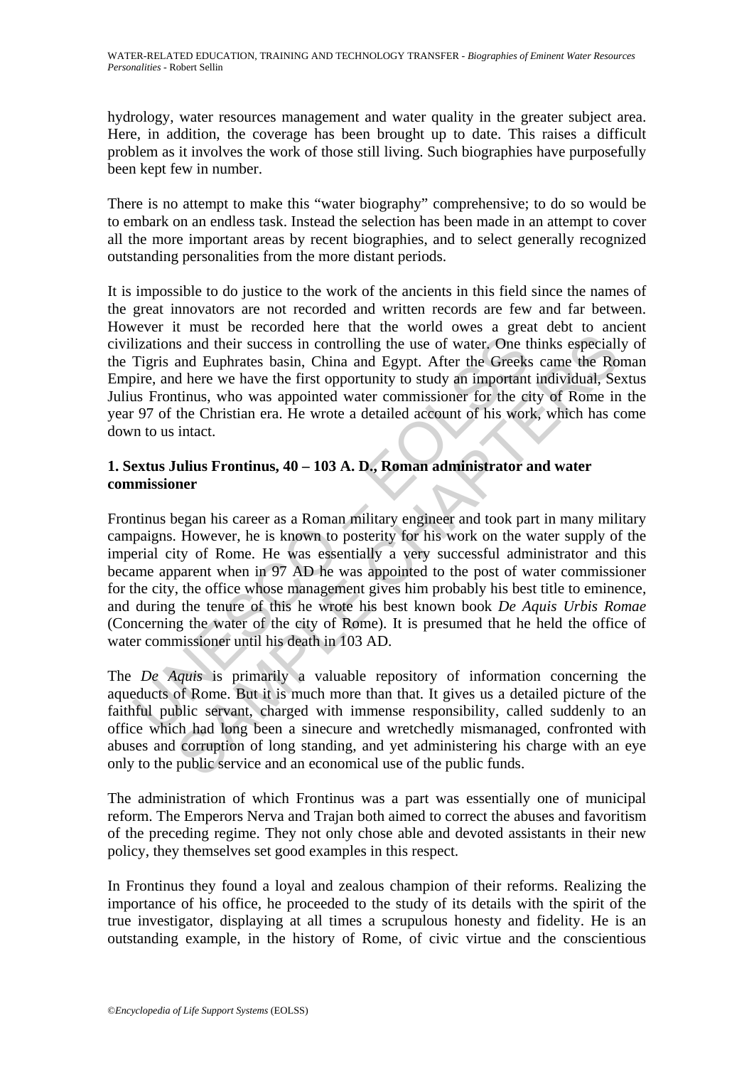hydrology, water resources management and water quality in the greater subject area. Here, in addition, the coverage has been brought up to date. This raises a difficult problem as it involves the work of those still living. Such biographies have purposefully been kept few in number.

There is no attempt to make this "water biography" comprehensive; to do so would be to embark on an endless task. Instead the selection has been made in an attempt to cover all the more important areas by recent biographies, and to select generally recognized outstanding personalities from the more distant periods.

It is impossible to do justice to the work of the ancients in this field since the names of the great innovators are not recorded and written records are few and far between. However it must be recorded here that the world owes a great debt to ancient civilizations and their success in controlling the use of water. One thinks especially of the Tigris and Euphrates basin, China and Egypt. After the Greeks came the Roman Empire, and here we have the first opportunity to study an important individual, Sextus Julius Frontinus, who was appointed water commissioner for the city of Rome in the year 97 of the Christian era. He wrote a detailed account of his work, which has come down to us intact.

## 1. Sextus Julius Frontinus, 40 – 103 A. D., Roman administrator and water commissioner

Frontinus began his career as a Roman military engineer and took part in many military campaigns. However, he is known to posterity for his work on the water supply of the imperial city of Rome. He was essentially a very successful administrator and this became apparent when in 97 AD he was appointed to the post of water commissioner for the city, the office whose management gives him probably his best title to eminence, and during the tenure of this he wrote his best known book *De Aquis Urbis Romae* (Concerning the water of the city of Rome). It is presumed that he held the office of water commissioner until his death in 103 AD.

The *De Aquis* is primarily a valuable repository of information concerning the aqueducts of Rome. But it is much more than that. It gives us a detailed picture of the faithful public servant, charged with immense responsibility, called suddenly to an office which had long been a sinecure and wretchedly mismanaged, confronted with abuses and corruption of long standing, and yet administering his charge with an eye only to the public service and an economical use of the public funds.

The administration of which Frontinus was a part was essentially one of municipal reform. The Emperors Nerva and Trajan both aimed to correct the abuses and favoritism of the preceding regime. They not only chose able and devoted assistants in their new policy, they themselves set good examples in this respect.

In Frontinus they found a loyal and zealous champion of their reforms. Realizing the importance of his office, he proceeded to the study of its details with the spirit of the true investigator, displaying at all times a scrupulous honesty and fidelity. He is an outstanding example, in the history of Rome, of civic virtue and the conscientious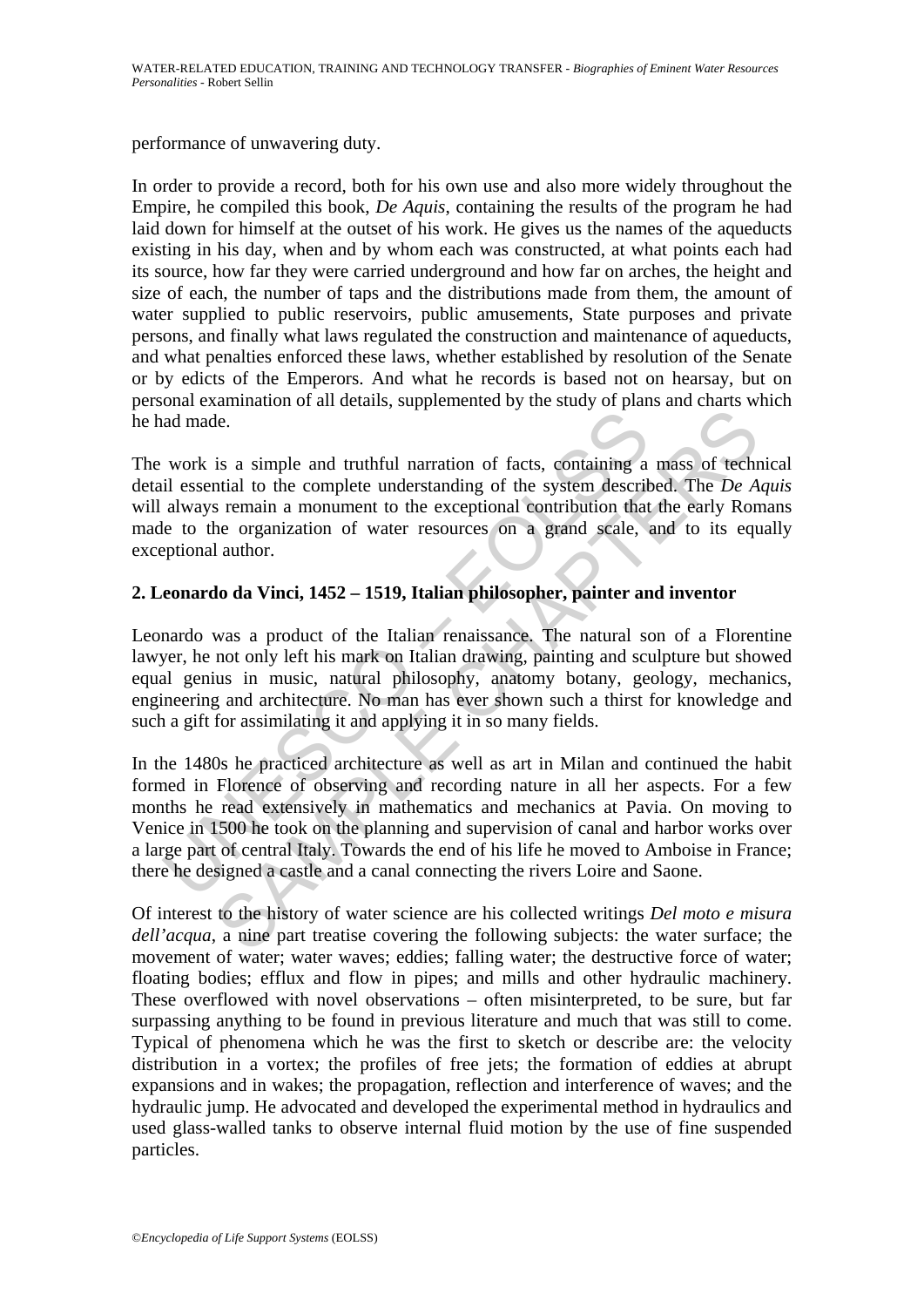performance of unwavering duty.

In order to provide a record, both for his own use and also more widely throughout the Empire, he compiled this book, *De Aquis*, containing the results of the program he had laid down for himself at the outset of his work. He gives us the names of the aqueducts existing in his day, when and by whom each was constructed, at what points each had its source, how far they were carried underground and how far on arches, the height and size of each, the number of taps and the distributions made from them, the amount of water supplied to public reservoirs, public amusements, State purposes and private persons, and finally what laws regulated the construction and maintenance of aqueducts, and what penalties enforced these laws, whether established by resolution of the Senate or by edicts of the Emperors. And what he records is based not on hearsay, but on personal examination of all details, supplemented by the study of plans and charts which he had made.

The work is a simple and truthful narration of facts, containing a mass of technical detail essential to the complete understanding of the system described. The *De Aquis* will always remain a monument to the exceptional contribution that the early Romans made to the organization of water resources on a grand scale, and to its equally exceptional author.

## 2. Leonardo da Vinci, 1452 – 1519, Italian philosopher, painter and inventor

Leonardo was a product of the Italian renaissance. The natural son of a Florentine lawyer, he not only left his mark on Italian drawing, painting and sculpture but showed equal genius in music, natural philosophy, anatomy botany, geology, mechanics, engineering and architecture. No man has ever shown such a thirst for knowledge and such a gift for assimilating it and applying it in so many fields.

In the 1480s he practiced architecture as well as art in Milan and continued the habit formed in Florence of observing and recording nature in all her aspects. For a few months he read extensively in mathematics and mechanics at Pavia. On moving to Venice in 1500 he took on the planning and supervision of canal and harbor works over a large part of central Italy. Towards the end of his life he moved to Amboise in France; there he designed a castle and a canal connecting the rivers Loire and Saone.

Of interest to the history of water science are his collected writings *Del moto e misura dell'acqua*, a nine part treatise covering the following subjects: the water surface; the movement of water; water waves; eddies; falling water; the destructive force of water; floating bodies; efflux and flow in pipes; and mills and other hydraulic machinery. These overflowed with novel observations – often misinterpreted, to be sure, but far surpassing anything to be found in previous literature and much that was still to come. Typical of phenomena which he was the first to sketch or describe are: the velocity distribution in a vortex; the profiles of free jets; the formation of eddies at abrupt expansions and in wakes; the propagation, reflection and interference of waves; and the hydraulic jump. He advocated and developed the experimental method in hydraulics and used glass-walled tanks to observe internal fluid motion by the use of fine suspended particles.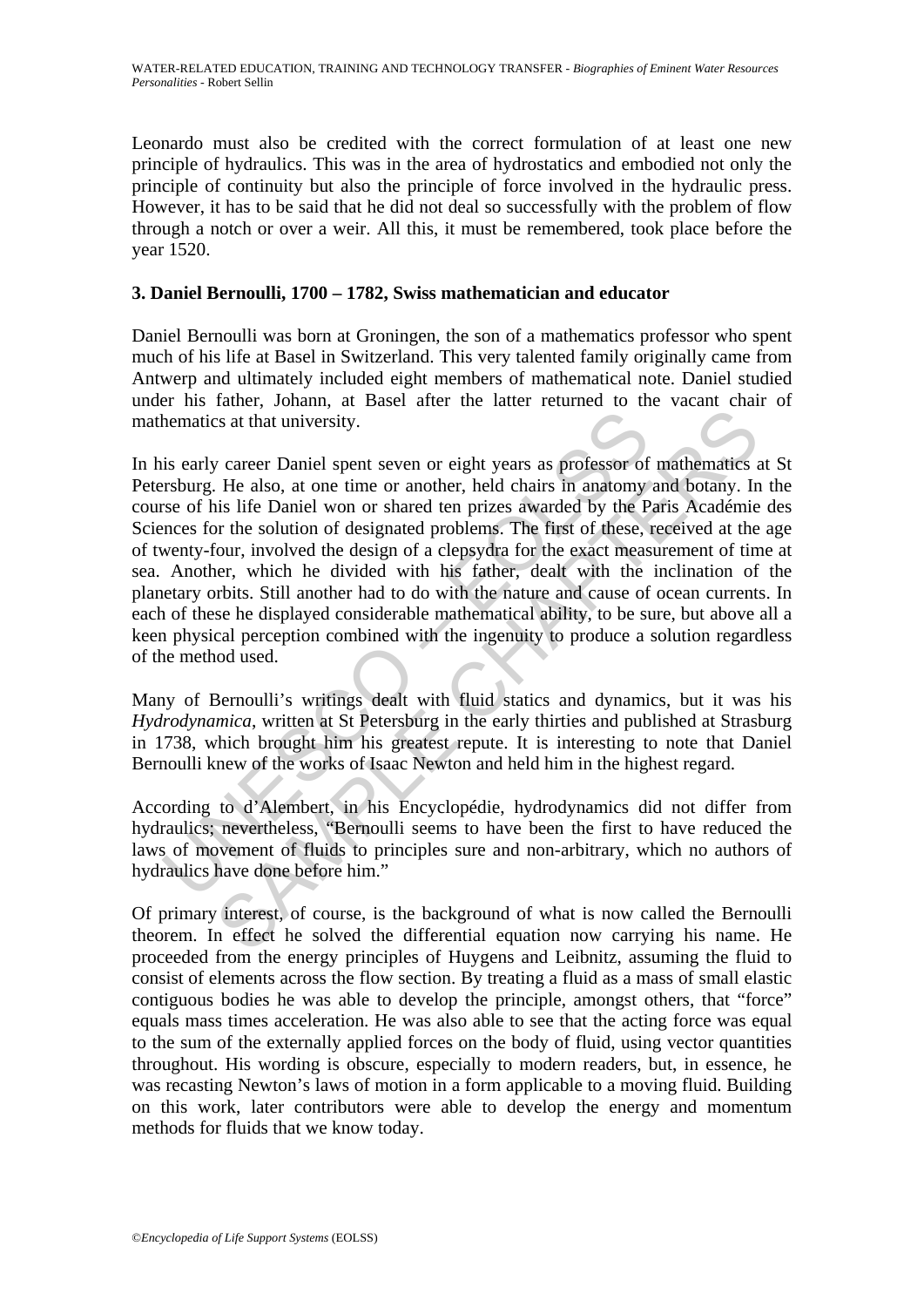Leonardo must also be credited with the correct formulation of at least one new principle of hydraulics. This was in the area of hydrostatics and embodied not only the principle of continuity but also the principle of force involved in the hydraulic press. However, it has to be said that he did not deal so successfully with the problem of flow through a notch or over a weir. All this, it must be remembered, took place before the year 1520.

## 3. Daniel Bernoulli, 1700 – 1782, Swiss mathematician and educator

Daniel Bernoulli was born at Groningen, the son of a mathematics professor who spent much of his life at Basel in Switzerland. This very talented family originally came from Antwerp and ultimately included eight members of mathematical note. Daniel studied under his father, Johann, at Basel after the latter returned to the vacant chair of mathematics at that university.

In his early career Daniel spent seven or eight years as professor of mathematics at St Petersburg. He also, at one time or another, held chairs in anatomy and botany. In the course of his life Daniel won or shared ten prizes awarded by the Paris Académie des Sciences for the solution of designated problems. The first of these, received at the age of twenty-four, involved the design of a clepsydra for the exact measurement of time at sea. Another, which he divided with his father, dealt with the inclination of the planetary orbits. Still another had to do with the nature and cause of ocean currents. In each of these he displayed considerable mathematical ability, to be sure, but above all a keen physical perception combined with the ingenuity to produce a solution regardless of the method used.

Many of Bernoulli's writings dealt with fluid statics and dynamics, but it was his *Hydrodynamica*, written at St Petersburg in the early thirties and published at Strasburg in 1738, which brought him his greatest repute. It is interesting to note that Daniel Bernoulli knew of the works of Isaac Newton and held him in the highest regard.

According to d'Alembert, in his Encyclopédie, hydrodynamics did not differ from hydraulics; nevertheless, "Bernoulli seems to have been the first to have reduced the laws of movement of fluids to principles sure and non-arbitrary, which no authors of hydraulics have done before him."

Of primary interest, of course, is the background of what is now called the Bernoulli theorem. In effect he solved the differential equation now carrying his name. He proceeded from the energy principles of Huygens and Leibnitz, assuming the fluid to consist of elements across the flow section. By treating a fluid as a mass of small elastic contiguous bodies he was able to develop the principle, amongst others, that "force" equals mass times acceleration. He was also able to see that the acting force was equal to the sum of the externally applied forces on the body of fluid, using vector quantities throughout. His wording is obscure, especially to modern readers, but, in essence, he was recasting Newton's laws of motion in a form applicable to a moving fluid. Building on this work, later contributors were able to develop the energy and momentum methods for fluids that we know today.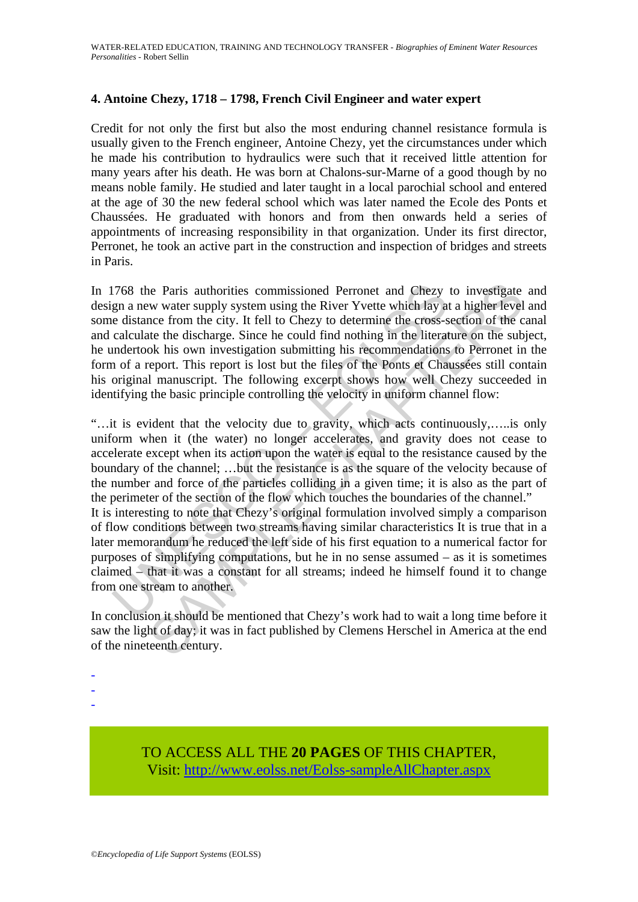### 4. Antoine Chezy, 1718 – 1798, French Civil Engineer and water expert

Credit for not only the first but also the most enduring channel resistance formula is usually given to the French engineer, Antoine Chezy, yet the circumstances under which he made his contribution to hydraulics were such that it received little attention for many years after his death. He was born at Chalons-sur-Marne of a good though by no means noble family. He studied and later taught in a local parochial school and entered at the age of 30 the new federal school which was later named the Ecole des Ponts et Chaussées. He graduated with honors and from then onwards held a series of appointments of increasing responsibility in that organization. Under its first director, Perronet, he took an active part in the construction and inspection of bridges and streets in Paris.

In 1768 the Paris authorities commissioned Perronet and Chezy to investigate and design a new water supply system using the River Yvette which lay at a higher level and some distance from the city. It fell to Chezy to determine the cross-section of the canal and calculate the discharge. Since he could find nothing in the literature on the subject, he undertook his own investigation submitting his recommendations to Perronet in the form of a report. This report is lost but the files of the Ponts et Chaussées still contain his original manuscript. The following excerpt shows how well Chezy succeeded in identifying the basic principle controlling the velocity in uniform channel flow:

"…it is evident that the velocity due to gravity, which acts continuously,…..is only uniform when it (the water) no longer accelerates, and gravity does not cease to accelerate except when its action upon the water is equal to the resistance caused by the boundary of the channel; …but the resistance is as the square of the velocity because of the number and force of the particles colliding in a given time; it is also as the part of the perimeter of the section of the flow which touches the boundaries of the channel."

It is interesting to note that Chezy's original formulation involved simply a comparison of flow conditions between two streams having similar characteristics It is true that in a later memorandum he reduced the left side of his first equation to a numerical factor for purposes of simplifying computations, but he in no sense assumed – as it is sometimes claimed – that it was a constant for all streams; indeed he himself found it to change from one stream to another.

In conclusion it should be mentioned that Chezy's work had to wait a long time before it saw the light of day; it was in fact published by Clemens Herschel in America at the end of the nineteenth century.

-
-
-

TO ACCESS ALL THE **20 PAGES** OF THIS CHAPTER,
Visit: http://www.eolss.net/Eolss-sampleAllChapter.aspx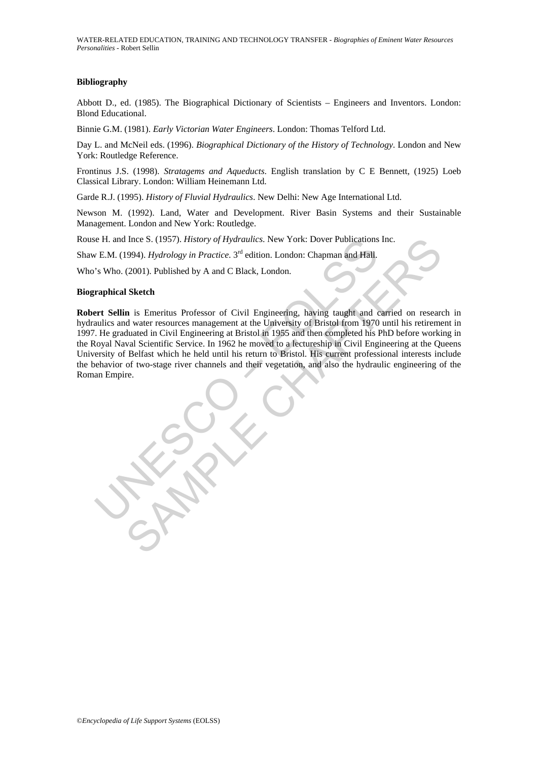### Bibliography

Abbott D., ed. (1985). The Biographical Dictionary of Scientists – Engineers and Inventors. London: Blond Educational.

Binnie G.M. (1981). *Early Victorian Water Engineers*. London: Thomas Telford Ltd.

Day L. and McNeil eds. (1996). *Biographical Dictionary of the History of Technology*. London and New York: Routledge Reference.

Frontinus J.S. (1998). *Stratagems and Aqueducts*. English translation by C E Bennett, (1925) Loeb Classical Library. London: William Heinemann Ltd.

Garde R.J. (1995). *History of Fluvial Hydraulics*. New Delhi: New Age International Ltd.

Newson M. (1992). Land, Water and Development. River Basin Systems and their Sustainable Management. London and New York: Routledge.

Rouse H. and Ince S. (1957). *History of Hydraulics*. New York: Dover Publications Inc.

Shaw E.M. (1994). *Hydrology in Practice*. 3rd edition. London: Chapman and Hall.

Who's Who. (2001). Published by A and C Black, London.

### Biographical Sketch

**Robert Sellin** is Emeritus Professor of Civil Engineering, having taught and carried on research in hydraulics and water resources management at the University of Bristol from 1970 until his retirement in 1997. He graduated in Civil Engineering at Bristol in 1955 and then completed his PhD before working in the Royal Naval Scientific Service. In 1962 he moved to a lectureship in Civil Engineering at the Queens University of Belfast which he held until his return to Bristol. His current professional interests include the behavior of two-stage river channels and their vegetation, and also the hydraulic engineering of the Roman Empire.